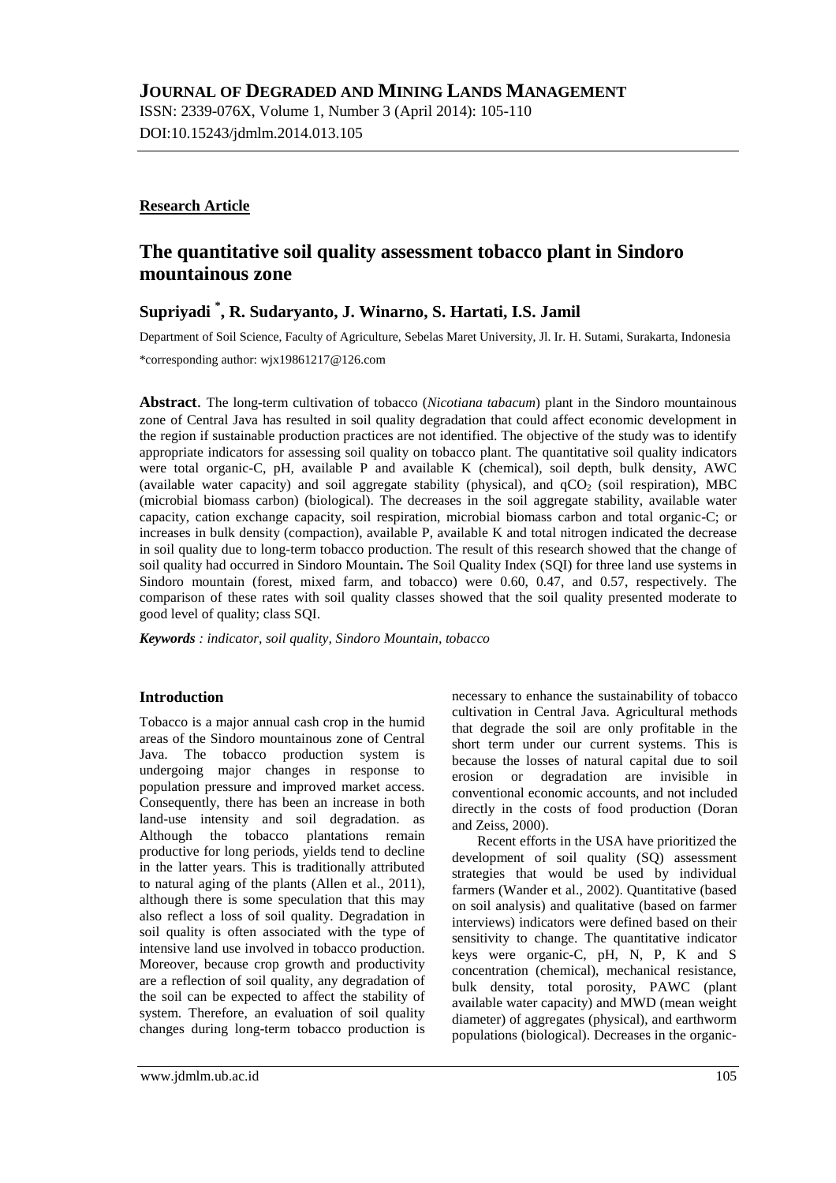# JOURNAL OF DEGRADED AND MINING LANDS MANAGEMENT

ISSN: 2339-076X, Volume 1, Number 3 (April 2014): 105-110
DOI:10.15243/jdmlm.2014.013.105

**Research Article**

## The quantitative soil quality assessment tobacco plant in Sindoro mountainous zone

**Supriyadi [*], R. Sudaryanto, J. Winarno, S. Hartati, I.S. Jamil**

Department of Soil Science, Faculty of Agriculture, Sebelas Maret University, Jl. Ir. H. Sutami, Surakarta, Indonesia

*corresponding author: wjx19861217@126.com

**Abstract**. The long-term cultivation of tobacco (*Nicotiana tabacum*) plant in the Sindoro mountainous zone of Central Java has resulted in soil quality degradation that could affect economic development in the region if sustainable production practices are not identified. The objective of the study was to identify appropriate indicators for assessing soil quality on tobacco plant. The quantitative soil quality indicators were total organic-C, pH, available P and available K (chemical), soil depth, bulk density, AWC (available water capacity) and soil aggregate stability (physical), and $qCO_2$ (soil respiration), MBC (microbial biomass carbon) (biological). The decreases in the soil aggregate stability, available water capacity, cation exchange capacity, soil respiration, microbial biomass carbon and total organic-C; or increases in bulk density (compaction), available P, available K and total nitrogen indicated the decrease in soil quality due to long-term tobacco production. The result of this research showed that the change of soil quality had occurred in Sindoro Mountain**.** The Soil Quality Index (SQI) for three land use systems in Sindoro mountain (forest, mixed farm, and tobacco) were 0.60, 0.47, and 0.57, respectively. The comparison of these rates with soil quality classes showed that the soil quality presented moderate to good level of quality; class SQI.

***Keywords** : indicator, soil quality, Sindoro Mountain, tobacco*

### Introduction

Tobacco is a major annual cash crop in the humid areas of the Sindoro mountainous zone of Central Java. The tobacco production system is undergoing major changes in response to population pressure and improved market access. Consequently, there has been an increase in both land-use intensity and soil degradation. as Although the tobacco plantations remain productive for long periods, yields tend to decline in the latter years. This is traditionally attributed to natural aging of the plants (Allen et al., 2011), although there is some speculation that this may also reflect a loss of soil quality. Degradation in soil quality is often associated with the type of intensive land use involved in tobacco production. Moreover, because crop growth and productivity are a reflection of soil quality, any degradation of the soil can be expected to affect the stability of system. Therefore, an evaluation of soil quality changes during long-term tobacco production is necessary to enhance the sustainability of tobacco cultivation in Central Java. Agricultural methods that degrade the soil are only profitable in the short term under our current systems. This is because the losses of natural capital due to soil erosion or degradation are invisible in conventional economic accounts, and not included directly in the costs of food production (Doran and Zeiss, 2000).

Recent efforts in the USA have prioritized the development of soil quality (SQ) assessment strategies that would be used by individual farmers (Wander et al., 2002). Quantitative (based on soil analysis) and qualitative (based on farmer interviews) indicators were defined based on their sensitivity to change. The quantitative indicator keys were organic-C, pH, N, P, K and S concentration (chemical), mechanical resistance, bulk density, total porosity, PAWC (plant available water capacity) and MWD (mean weight diameter) of aggregates (physical), and earthworm populations (biological). Decreases in the organic-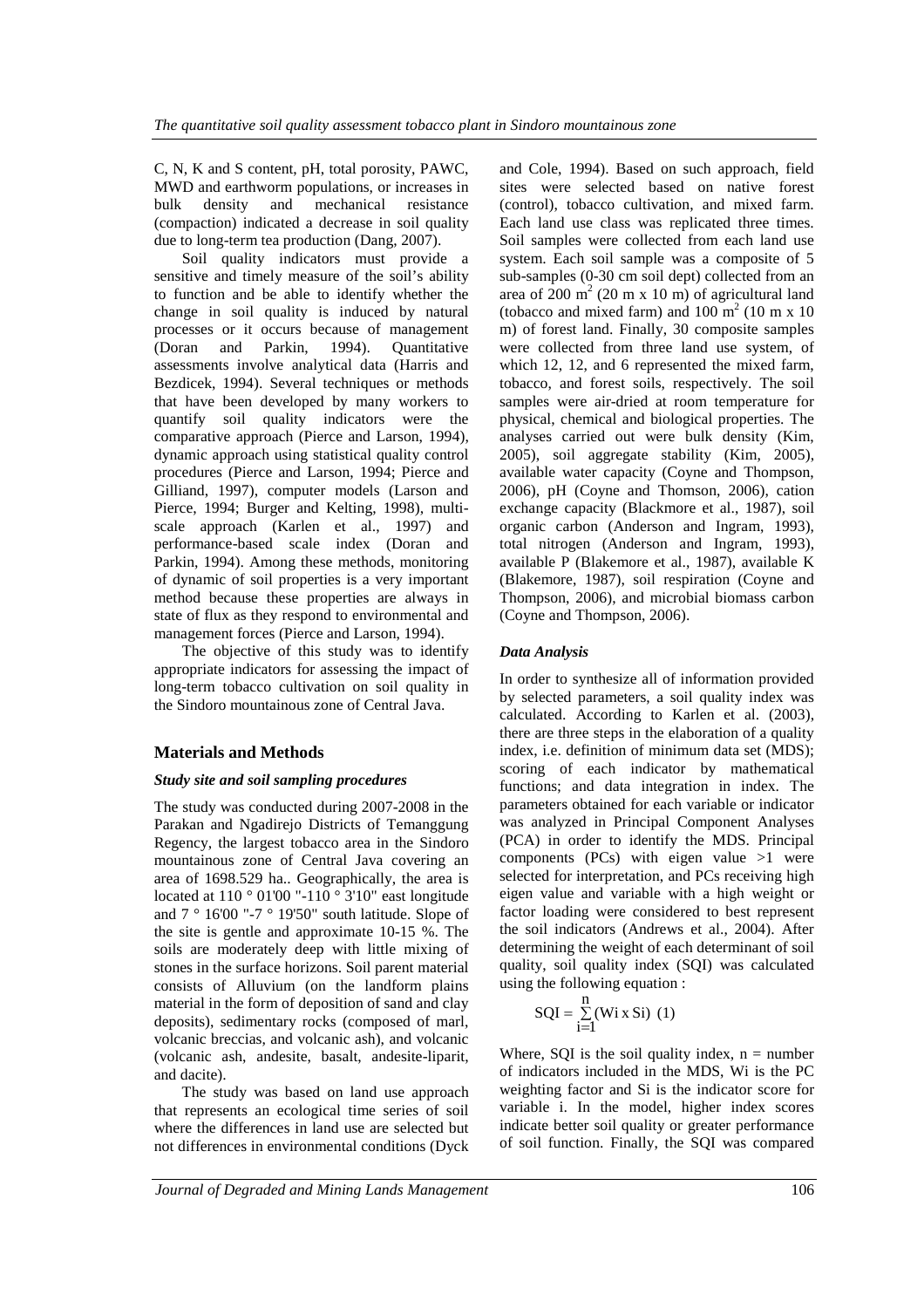C, N, K and S content, pH, total porosity, PAWC, MWD and earthworm populations, or increases in bulk density and mechanical resistance (compaction) indicated a decrease in soil quality due to long-term tea production (Dang, 2007).

Soil quality indicators must provide a sensitive and timely measure of the soil's ability to function and be able to identify whether the change in soil quality is induced by natural processes or it occurs because of management (Doran and Parkin, 1994). Quantitative assessments involve analytical data (Harris and Bezdicek, 1994). Several techniques or methods that have been developed by many workers to quantify soil quality indicators were the comparative approach (Pierce and Larson, 1994), dynamic approach using statistical quality control procedures (Pierce and Larson, 1994; Pierce and Gilliand, 1997), computer models (Larson and Pierce, 1994; Burger and Kelting, 1998), multi-scale approach (Karlen et al., 1997) and performance-based scale index (Doran and Parkin, 1994). Among these methods, monitoring of dynamic of soil properties is a very important method because these properties are always in state of flux as they respond to environmental and management forces (Pierce and Larson, 1994).

The objective of this study was to identify appropriate indicators for assessing the impact of long-term tobacco cultivation on soil quality in the Sindoro mountainous zone of Central Java.

## Materials and Methods

### *Study site and soil sampling procedures*

The study was conducted during 2007-2008 in the Parakan and Ngadirejo Districts of Temanggung Regency, the largest tobacco area in the Sindoro mountainous zone of Central Java covering an area of 1698.529 ha.. Geographically, the area is located at 110 ° 01'00 "-110 ° 3'10" east longitude and 7 ° 16'00 "-7 ° 19'50" south latitude. Slope of the site is gentle and approximate 10-15 %. The soils are moderately deep with little mixing of stones in the surface horizons. Soil parent material consists of Alluvium (on the landform plains material in the form of deposition of sand and clay deposits), sedimentary rocks (composed of marl, volcanic breccias, and volcanic ash), and volcanic (volcanic ash, andesite, basalt, andesite-liparit, and dacite).

The study was based on land use approach that represents an ecological time series of soil where the differences in land use are selected but not differences in environmental conditions (Dyck and Cole, 1994). Based on such approach, field sites were selected based on native forest (control), tobacco cultivation, and mixed farm. Each land use class was replicated three times. Soil samples were collected from each land use system. Each soil sample was a composite of 5 sub-samples (0-30 cm soil dept) collected from an area of 200 $m^2$ (20 m x 10 m) of agricultural land (tobacco and mixed farm) and 100 $m^2$ (10 m x 10 m) of forest land. Finally, 30 composite samples were collected from three land use system, of which 12, 12, and 6 represented the mixed farm, tobacco, and forest soils, respectively. The soil samples were air-dried at room temperature for physical, chemical and biological properties. The analyses carried out were bulk density (Kim, 2005), soil aggregate stability (Kim, 2005), available water capacity (Coyne and Thompson, 2006), pH (Coyne and Thomson, 2006), cation exchange capacity (Blackmore et al., 1987), soil organic carbon (Anderson and Ingram, 1993), total nitrogen (Anderson and Ingram, 1993), available P (Blakemore et al., 1987), available K (Blakemore, 1987), soil respiration (Coyne and Thompson, 2006), and microbial biomass carbon (Coyne and Thompson, 2006).

### *Data Analysis*

In order to synthesize all of information provided by selected parameters, a soil quality index was calculated. According to Karlen et al. (2003), there are three steps in the elaboration of a quality index, i.e. definition of minimum data set (MDS); scoring of each indicator by mathematical functions; and data integration in index. The parameters obtained for each variable or indicator was analyzed in Principal Component Analyses (PCA) in order to identify the MDS. Principal components (PCs) with eigen value >1 were selected for interpretation, and PCs receiving high eigen value and variable with a high weight or factor loading were considered to best represent the soil indicators (Andrews et al., 2004). After determining the weight of each determinant of soil quality, soil quality index (SQI) was calculated using the following equation :

$$SQI = \sum_{i=1}^{n} (Wi \times Si) \quad (1)$$

Where, SQI is the soil quality index, n = number of indicators included in the MDS, Wi is the PC weighting factor and Si is the indicator score for variable i. In the model, higher index scores indicate better soil quality or greater performance of soil function. Finally, the SQI was compared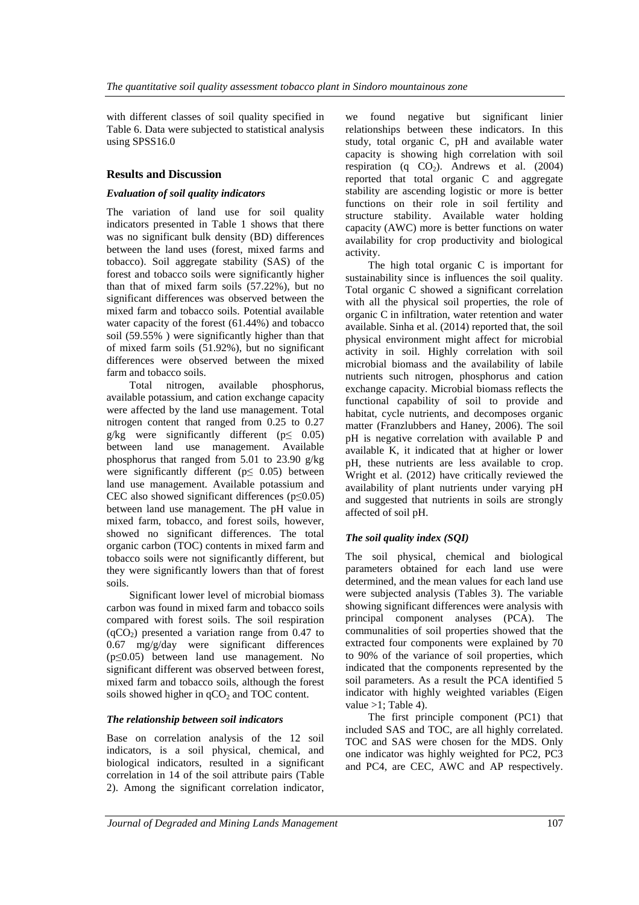with different classes of soil quality specified in Table 6. Data were subjected to statistical analysis using SPSS16.0

## Results and Discussion

### *Evaluation of soil quality indicators*

The variation of land use for soil quality indicators presented in Table 1 shows that there was no significant bulk density (BD) differences between the land uses (forest, mixed farms and tobacco). Soil aggregate stability (SAS) of the forest and tobacco soils were significantly higher than that of mixed farm soils (57.22%), but no significant differences was observed between the mixed farm and tobacco soils. Potential available water capacity of the forest (61.44%) and tobacco soil (59.55% ) were significantly higher than that of mixed farm soils (51.92%), but no significant differences were observed between the mixed farm and tobacco soils.

Total nitrogen, available phosphorus, available potassium, and cation exchange capacity were affected by the land use management. Total nitrogen content that ranged from 0.25 to 0.27 g/kg were significantly different ($p \leq 0.05$) between land use management. Available phosphorus that ranged from 5.01 to 23.90 g/kg were significantly different ($p \leq 0.05$) between land use management. Available potassium and CEC also showed significant differences ($p \leq 0.05$) between land use management. The pH value in mixed farm, tobacco, and forest soils, however, showed no significant differences. The total organic carbon (TOC) contents in mixed farm and tobacco soils were not significantly different, but they were significantly lowers than that of forest soils.

Significant lower level of microbial biomass carbon was found in mixed farm and tobacco soils compared with forest soils. The soil respiration ($qCO_2$) presented a variation range from 0.47 to 0.67 mg/g/day were significant differences ($p \leq 0.05$) between land use management. No significant different was observed between forest, mixed farm and tobacco soils, although the forest soils showed higher in $qCO_2$ and TOC content.

### *The relationship between soil indicators*

Base on correlation analysis of the 12 soil indicators, is a soil physical, chemical, and biological indicators, resulted in a significant correlation in 14 of the soil attribute pairs (Table 2). Among the significant correlation indicator, we found negative but significant linier relationships between these indicators. In this study, total organic C, pH and available water capacity is showing high correlation with soil respiration ($q\ CO_2$). Andrews et al. (2004) reported that total organic C and aggregate stability are ascending logistic or more is better functions on their role in soil fertility and structure stability. Available water holding capacity (AWC) more is better functions on water availability for crop productivity and biological activity.

The high total organic C is important for sustainability since is influences the soil quality. Total organic C showed a significant correlation with all the physical soil properties, the role of organic C in infiltration, water retention and water available. Sinha et al. (2014) reported that, the soil physical environment might affect for microbial activity in soil. Highly correlation with soil microbial biomass and the availability of labile nutrients such nitrogen, phosphorus and cation exchange capacity. Microbial biomass reflects the functional capability of soil to provide and habitat, cycle nutrients, and decomposes organic matter (Franzlubbers and Haney, 2006). The soil pH is negative correlation with available P and available K, it indicated that at higher or lower pH, these nutrients are less available to crop. Wright et al. (2012) have critically reviewed the availability of plant nutrients under varying pH and suggested that nutrients in soils are strongly affected of soil pH.

### *The soil quality index (SQI)*

The soil physical, chemical and biological parameters obtained for each land use were determined, and the mean values for each land use were subjected analysis (Tables 3). The variable showing significant differences were analysis with principal component analyses (PCA). The communalities of soil properties showed that the extracted four components were explained by 70 to 90% of the variance of soil properties, which indicated that the components represented by the soil parameters. As a result the PCA identified 5 indicator with highly weighted variables (Eigen value >1; Table 4).

The first principle component (PC1) that included SAS and TOC, are all highly correlated. TOC and SAS were chosen for the MDS. Only one indicator was highly weighted for PC2, PC3 and PC4, are CEC, AWC and AP respectively.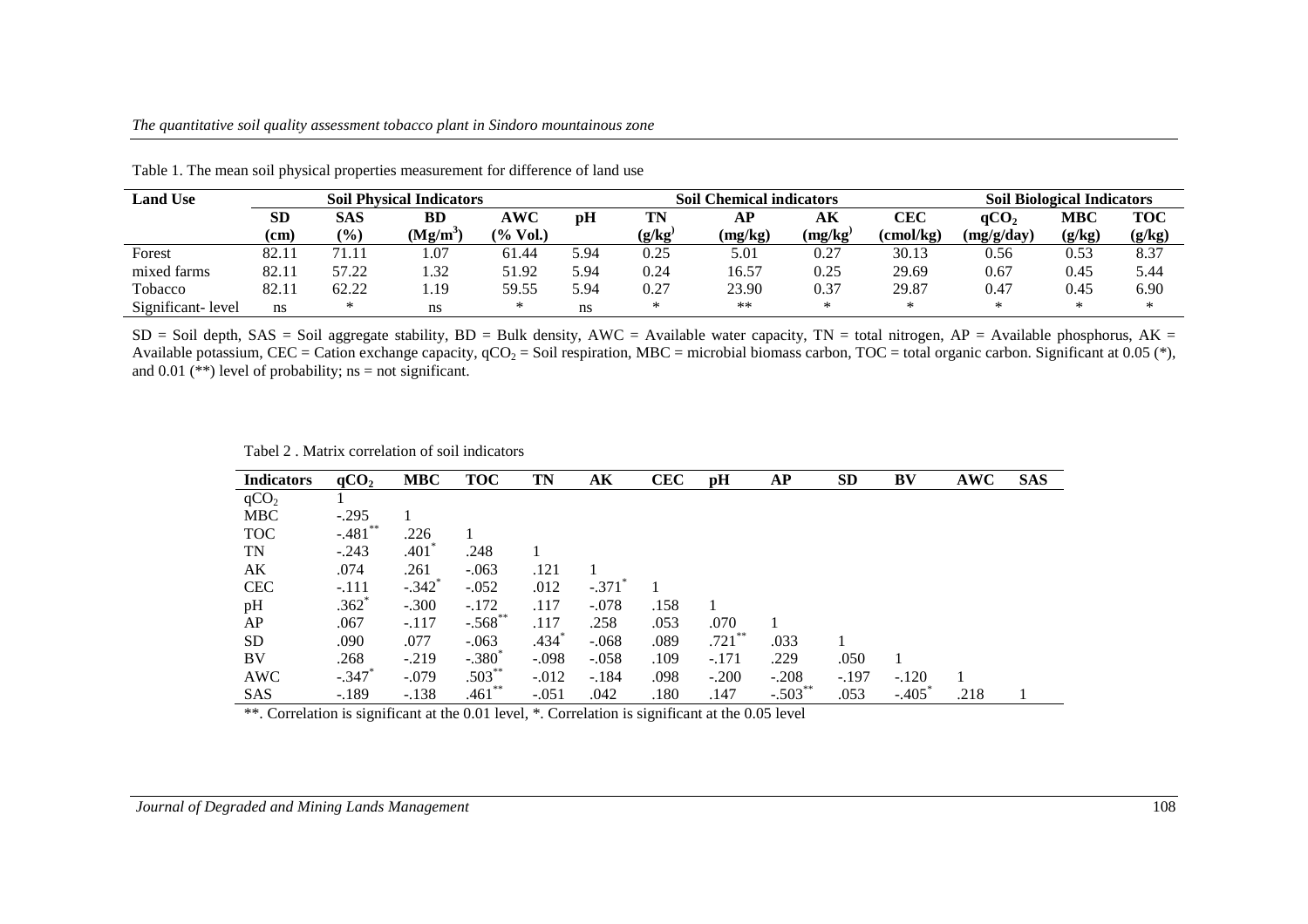Table 1. The mean soil physical properties measurement for difference of land use

| Land Use | Soil Physical Indicators | | | | Soil Chemical indicators | | | | | Soil Biological Indicators | | |
|---|---|---|---|---|---|---|---|---|---|---|---|---|
| | SD (cm) | SAS (%) | BD ($Mg/m^3$) | AWC (% Vol.) | pH | TN (g/kg) | AP (mg/kg) | AK (mg/kg) | CEC (cmol/kg) | $qCO_2$ (mg/g/day) | MBC (g/kg) | TOC (g/kg) |
| Forest | 82.11 | 71.11 | 1.07 | 61.44 | 5.94 | 0.25 | 5.01 | 0.27 | 30.13 | 0.56 | 0.53 | 8.37 |
| mixed farms | 82.11 | 57.22 | 1.32 | 51.92 | 5.94 | 0.24 | 16.57 | 0.25 | 29.69 | 0.67 | 0.45 | 5.44 |
| Tobacco | 82.11 | 62.22 | 1.19 | 59.55 | 5.94 | 0.27 | 23.90 | 0.37 | 29.87 | 0.47 | 0.45 | 6.90 |
| Significant- level | ns | * | ns | * | ns | * | ** | * | * | * | * | * |

SD = Soil depth, SAS = Soil aggregate stability, BD = Bulk density, AWC = Available water capacity, TN = total nitrogen, AP = Available phosphorus, AK = Available potassium, CEC = Cation exchange capacity, $qCO_2$ = Soil respiration, MBC = microbial biomass carbon, TOC = total organic carbon. Significant at 0.05 (*), and 0.01 (**) level of probability; ns = not significant.

Tabel 2 . Matrix correlation of soil indicators

| Indicators | $qCO_2$ | MBC | TOC | TN | AK | CEC | pH | AP | SD | BV | AWC | SAS |
|---|---|---|---|---|---|---|---|---|---|---|---|---|
| $qCO_2$ | 1 | | | | | | | | | | | |
| MBC | -.295 | 1 | | | | | | | | | | |
| TOC | -.481** | .226 | 1 | | | | | | | | | |
| TN | -.243 | .401* | .248 | 1 | | | | | | | | |
| AK | .074 | .261 | -.063 | .121 | 1 | | | | | | | |
| CEC | -.111 | -.342* | -.052 | .012 | -.371* | 1 | | | | | | |
| pH | .362* | -.300 | -.172 | .117 | -.078 | .158 | 1 | | | | | |
| AP | .067 | -.117 | -.568** | .117 | .258 | .053 | .070 | 1 | | | | |
| SD | .090 | .077 | -.063 | .434* | -.068 | .089 | .721** | .033 | 1 | | | |
| BV | .268 | -.219 | -.380* | -.098 | -.058 | .109 | -.171 | .229 | .050 | 1 | | |
| AWC | -.347* | -.079 | .503** | -.012 | -.184 | .098 | -.200 | -.208 | -.197 | -.120 | 1 | |
| SAS | -.189 | -.138 | .461** | -.051 | .042 | .180 | .147 | -.503** | .053 | -.405* | .218 | 1 |

**. Correlation is significant at the 0.01 level, *. Correlation is significant at the 0.05 level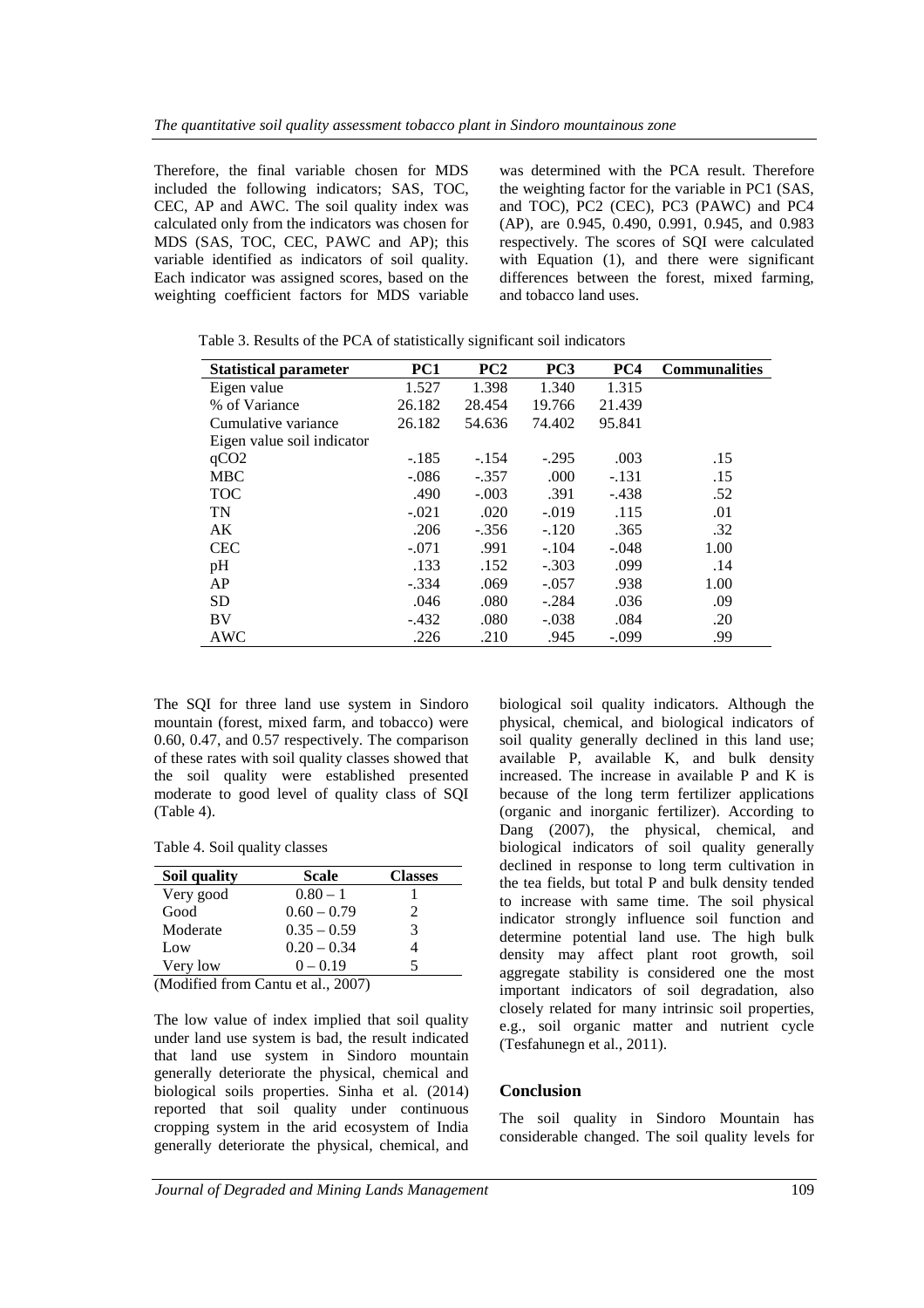Therefore, the final variable chosen for MDS included the following indicators; SAS, TOC, CEC, AP and AWC. The soil quality index was calculated only from the indicators was chosen for MDS (SAS, TOC, CEC, PAWC and AP); this variable identified as indicators of soil quality. Each indicator was assigned scores, based on the weighting coefficient factors for MDS variable was determined with the PCA result. Therefore the weighting factor for the variable in PC1 (SAS, and TOC), PC2 (CEC), PC3 (PAWC) and PC4 (AP), are 0.945, 0.490, 0.991, 0.945, and 0.983 respectively. The scores of SQI were calculated with Equation (1), and there were significant differences between the forest, mixed farming, and tobacco land uses.

Table 3. Results of the PCA of statistically significant soil indicators

| Statistical parameter | PC1 | PC2 | PC3 | PC4 | Communalities |
|---|---|---|---|---|---|
| Eigen value | 1.527 | 1.398 | 1.340 | 1.315 | |
| % of Variance | 26.182 | 28.454 | 19.766 | 21.439 | |
| Cumulative variance | 26.182 | 54.636 | 74.402 | 95.841 | |
| Eigen value soil indicator | | | | | |
| qCO2 | -.185 | -.154 | -.295 | .003 | .15 |
| MBC | -.086 | -.357 | .000 | -.131 | .15 |
| TOC | .490 | -.003 | .391 | -.438 | .52 |
| TN | -.021 | .020 | -.019 | .115 | .01 |
| AK | .206 | -.356 | -.120 | .365 | .32 |
| CEC | -.071 | .991 | -.104 | -.048 | 1.00 |
| pH | .133 | .152 | -.303 | .099 | .14 |
| AP | -.334 | .069 | -.057 | .938 | 1.00 |
| SD | .046 | .080 | -.284 | .036 | .09 |
| BV | -.432 | .080 | -.038 | .084 | .20 |
| AWC | .226 | .210 | .945 | -.099 | .99 |

The SQI for three land use system in Sindoro mountain (forest, mixed farm, and tobacco) were 0.60, 0.47, and 0.57 respectively. The comparison of these rates with soil quality classes showed that the soil quality were established presented moderate to good level of quality class of SQI (Table 4).

Table 4. Soil quality classes

| Soil quality | Scale | Classes |
|---|---|---|
| Very good | 0.80 – 1 | 1 |
| Good | 0.60 – 0.79 | 2 |
| Moderate | 0.35 – 0.59 | 3 |
| Low | 0.20 – 0.34 | 4 |
| Very low | 0 – 0.19 | 5 |

(Modified from Cantu et al., 2007)

The low value of index implied that soil quality under land use system is bad, the result indicated that land use system in Sindoro mountain generally deteriorate the physical, chemical and biological soils properties. Sinha et al. (2014) reported that soil quality under continuous cropping system in the arid ecosystem of India generally deteriorate the physical, chemical, and biological soil quality indicators. Although the physical, chemical, and biological indicators of soil quality generally declined in this land use; available P, available K, and bulk density increased. The increase in available P and K is because of the long term fertilizer applications (organic and inorganic fertilizer). According to Dang (2007), the physical, chemical, and biological indicators of soil quality generally declined in response to long term cultivation in the tea fields, but total P and bulk density tended to increase with same time. The soil physical indicator strongly influence soil function and determine potential land use. The high bulk density may affect plant root growth, soil aggregate stability is considered one the most important indicators of soil degradation, also closely related for many intrinsic soil properties, e.g., soil organic matter and nutrient cycle (Tesfahunegn et al., 2011).

## Conclusion

The soil quality in Sindoro Mountain has considerable changed. The soil quality levels for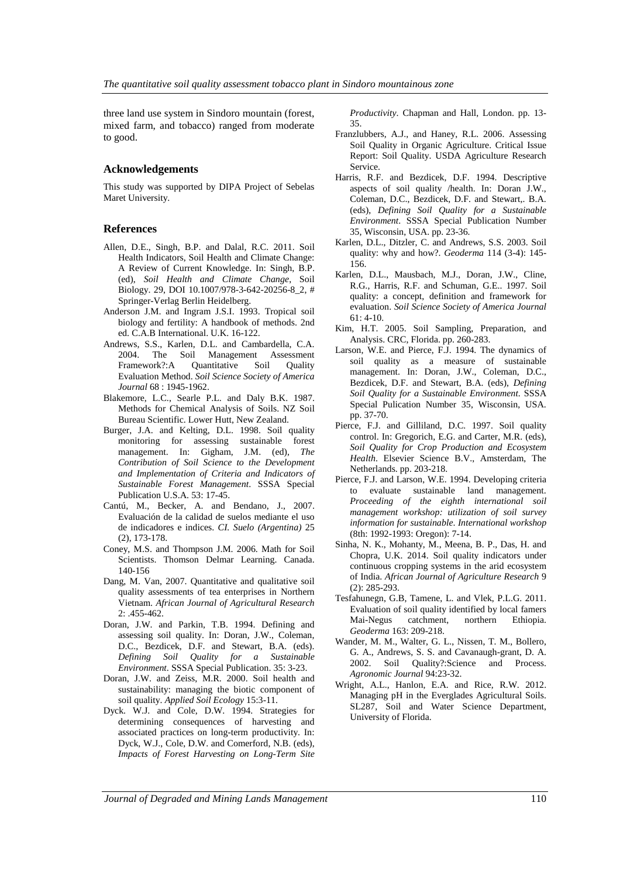three land use system in Sindoro mountain (forest, mixed farm, and tobacco) ranged from moderate to good.

## Acknowledgements

This study was supported by DIPA Project of Sebelas Maret University.

## References

Allen, D.E., Singh, B.P. and Dalal, R.C. 2011. Soil Health Indicators, Soil Health and Climate Change: A Review of Current Knowledge. In: Singh, B.P. (ed), *Soil Health and Climate Change*, Soil Biology. 29, DOI 10.1007/978-3-642-20256-8_2, # Springer-Verlag Berlin Heidelberg.

Anderson J.M. and Ingram J.S.I. 1993. Tropical soil biology and fertility: A handbook of methods. 2nd ed. C.A.B International. U.K. 16-122.

Andrews, S.S., Karlen, D.L. and Cambardella, C.A. 2004. The Soil Management Assessment Framework?:A Quantitative Soil Quality Evaluation Method. *Soil Science Society of America Journal* 68 : 1945-1962.

Blakemore, L.C., Searle P.L. and Daly B.K. 1987. Methods for Chemical Analysis of Soils. NZ Soil Bureau Scientific. Lower Hutt, New Zealand.

Burger, J.A. and Kelting, D.L. 1998. Soil quality monitoring for assessing sustainable forest management. In: Gigham, J.M. (ed), *The Contribution of Soil Science to the Development and Implementation of Criteria and Indicators of Sustainable Forest Management*. SSSA Special Publication U.S.A. 53: 17-45.

Cantú, M., Becker, A. and Bendano, J., 2007. Evaluación de la calidad de suelos mediante el uso de indicadores e indices. *CI. Suelo (Argentina)* 25 (2), 173-178.

Coney, M.S. and Thompson J.M. 2006. Math for Soil Scientists. Thomson Delmar Learning. Canada. 140-156

Dang, M. Van, 2007. Quantitative and qualitative soil quality assessments of tea enterprises in Northern Vietnam. *African Journal of Agricultural Research* 2: .455-462.

Doran, J.W. and Parkin, T.B. 1994. Defining and assessing soil quality. In: Doran, J.W., Coleman, D.C., Bezdicek, D.F. and Stewart, B.A. (eds). *Defining Soil Quality for a Sustainable Environment*. SSSA Special Publication. 35: 3-23.

Doran, J.W. and Zeiss, M.R. 2000. Soil health and sustainability: managing the biotic component of soil quality. *Applied Soil Ecology* 15:3-11.

Dyck. W.J. and Cole, D.W. 1994. Strategies for determining consequences of harvesting and associated practices on long-term productivity. In: Dyck, W.J., Cole, D.W. and Comerford, N.B. (eds), *Impacts of Forest Harvesting on Long-Term Site Productivity*. Chapman and Hall, London. pp. 13-35.

Franzlubbers, A.J., and Haney, R.L. 2006. Assessing Soil Quality in Organic Agriculture. Critical Issue Report: Soil Quality. USDA Agriculture Research Service.

Harris, R.F. and Bezdicek, D.F. 1994. Descriptive aspects of soil quality /health. In: Doran J.W., Coleman, D.C., Bezdicek, D.F. and Stewart,. B.A. (eds), *Defining Soil Quality for a Sustainable Environment*. SSSA Special Publication Number 35, Wisconsin, USA. pp. 23-36.

Karlen, D.L., Ditzler, C. and Andrews, S.S. 2003. Soil quality: why and how?. *Geoderma* 114 (3-4): 145-156.

Karlen, D.L., Mausbach, M.J., Doran, J.W., Cline, R.G., Harris, R.F. and Schuman, G.E.. 1997. Soil quality: a concept, definition and framework for evaluation. *Soil Science Society of America Journal* 61: 4-10.

Kim, H.T. 2005. Soil Sampling, Preparation, and Analysis. CRC, Florida. pp. 260-283.

Larson, W.E. and Pierce, F.J. 1994. The dynamics of soil quality as a measure of sustainable management. In: Doran, J.W., Coleman, D.C., Bezdicek, D.F. and Stewart, B.A. (eds), *Defining Soil Quality for a Sustainable Environment*. SSSA Special Pulication Number 35, Wisconsin, USA. pp. 37-70.

Pierce, F.J. and Gilliland, D.C. 1997. Soil quality control. In: Gregorich, E.G. and Carter, M.R. (eds), *Soil Quality for Crop Production and Ecosystem Health*. Elsevier Science B.V., Amsterdam, The Netherlands. pp. 203-218.

Pierce, F.J. and Larson, W.E. 1994. Developing criteria to evaluate sustainable land management. *Proceeding of the eighth international soil management workshop: utilization of soil survey information for sustainable. International workshop* (8th: 1992-1993: Oregon): 7-14.

Sinha, N. K., Mohanty, M., Meena, B. P., Das, H. and Chopra, U.K. 2014. Soil quality indicators under continuous cropping systems in the arid ecosystem of India. *African Journal of Agriculture Research* 9 (2): 285-293.

Tesfahunegn, G.B, Tamene, L. and Vlek, P.L.G. 2011. Evaluation of soil quality identified by local famers Mai-Negus catchment, northern Ethiopia. *Geoderma* 163: 209-218.

Wander, M. M., Walter, G. L., Nissen, T. M., Bollero, G. A., Andrews, S. S. and Cavanaugh-grant, D. A. 2002. Soil Quality?:Science and Process. *Agronomic Journal* 94:23-32.

Wright, A.L., Hanlon, E.A. and Rice, R.W. 2012. Managing pH in the Everglades Agricultural Soils. SL287, Soil and Water Science Department, University of Florida.